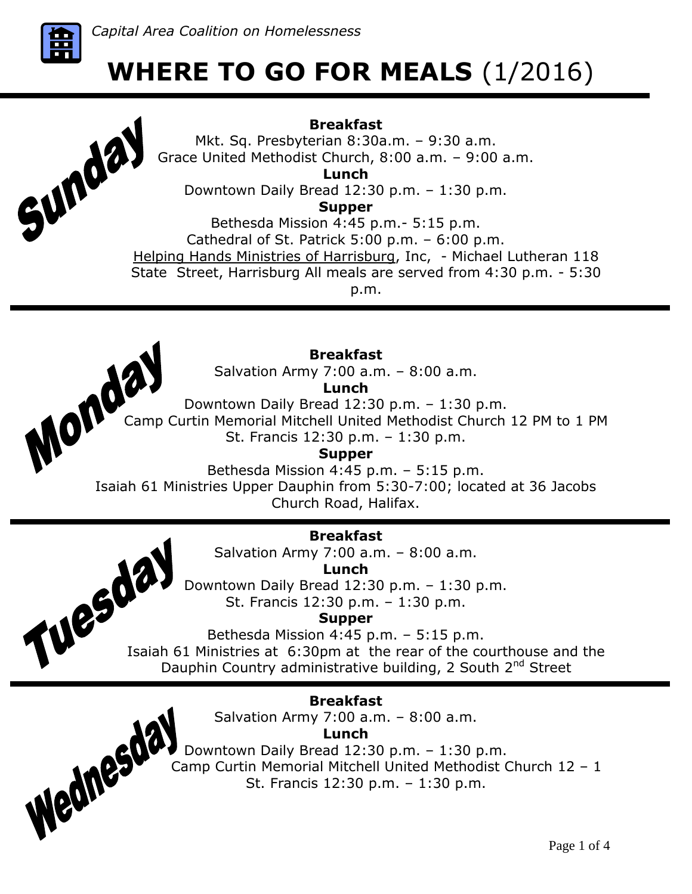*Capital Area Coalition on Homelessness*

# WHERE TO GO FOR MEALS (1/2016)

## Sunday

**Breakfast**

Mkt. Sq. Presbyterian 8:30a.m. – 9:30 a.m.

Grace United Methodist Church, 8:00 a.m. – 9:00 a.m.

**Lunch**

Downtown Daily Bread 12:30 p.m. – 1:30 p.m.

**Supper**

Bethesda Mission 4:45 p.m.- 5:15 p.m.

Cathedral of St. Patrick 5:00 p.m. – 6:00 p.m.

Helping Hands Ministries of Harrisburg, Inc, - Michael Lutheran 118 State Street, Harrisburg All meals are served from 4:30 p.m. - 5:30 p.m.

## Monday

**Breakfast**

Salvation Army 7:00 a.m. – 8:00 a.m.

**Lunch**

Downtown Daily Bread 12:30 p.m. – 1:30 p.m.

Camp Curtin Memorial Mitchell United Methodist Church 12 PM to 1 PM

St. Francis 12:30 p.m. – 1:30 p.m.

**Supper**

Bethesda Mission 4:45 p.m. – 5:15 p.m.

Isaiah 61 Ministries Upper Dauphin from 5:30-7:00; located at 36 Jacobs Church Road, Halifax.

## Tuesday

**Breakfast**

Salvation Army 7:00 a.m. – 8:00 a.m.

**Lunch**

Downtown Daily Bread 12:30 p.m. – 1:30 p.m.

St. Francis 12:30 p.m. – 1:30 p.m.

**Supper**

Bethesda Mission 4:45 p.m. – 5:15 p.m.

Isaiah 61 Ministries at 6:30pm at the rear of the courthouse and the Dauphin Country administrative building, 2 South 2nd Street

## Wednesday

**Breakfast**

Salvation Army 7:00 a.m. – 8:00 a.m.

**Lunch**

Downtown Daily Bread 12:30 p.m. – 1:30 p.m.

Camp Curtin Memorial Mitchell United Methodist Church 12 – 1

St. Francis 12:30 p.m. – 1:30 p.m.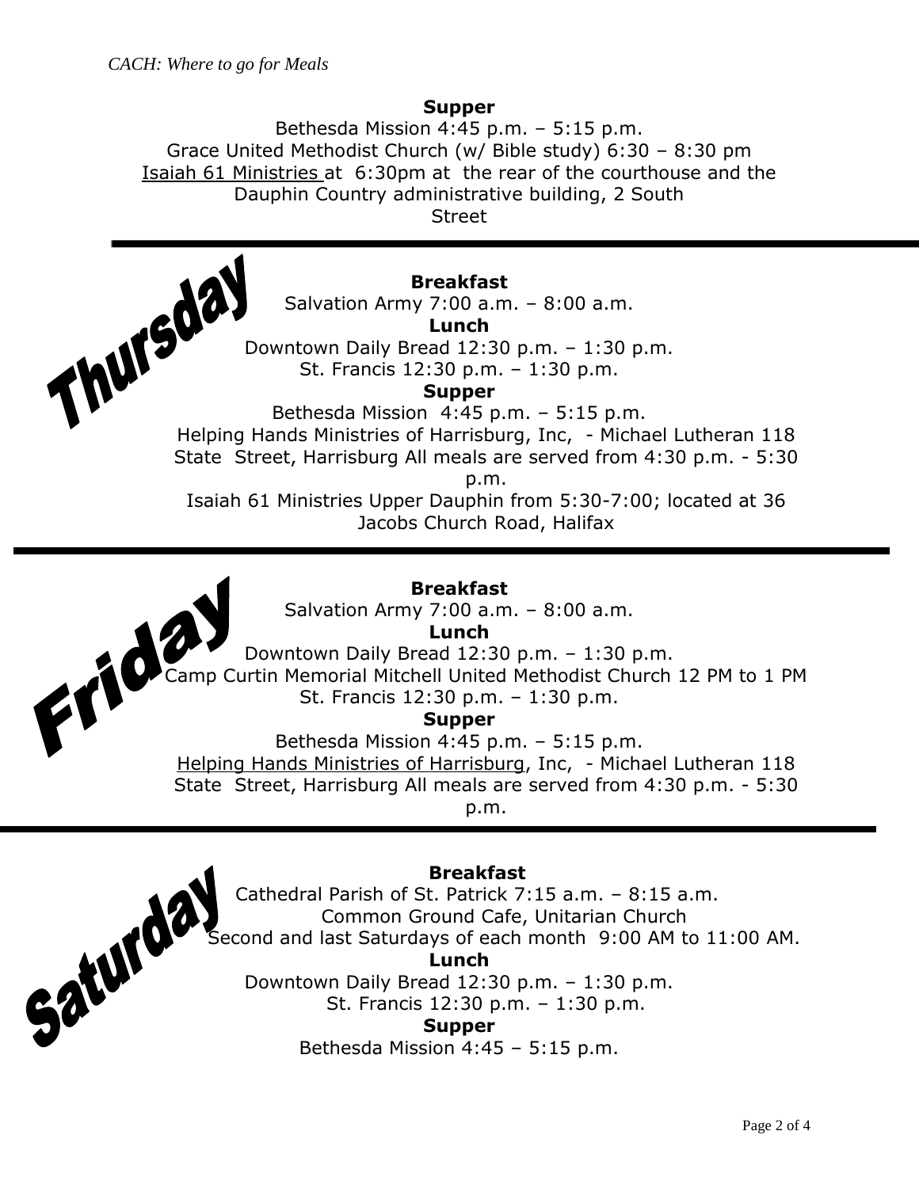**Supper**

Bethesda Mission 4:45 p.m. – 5:15 p.m.

Grace United Methodist Church (w/ Bible study) 6:30 – 8:30 pm

Isaiah 61 Ministries at 6:30pm at the rear of the courthouse and the Dauphin Country administrative building, 2 South Street

---

## Thursday

**Breakfast**

Salvation Army 7:00 a.m. – 8:00 a.m.

**Lunch**

Downtown Daily Bread 12:30 p.m. – 1:30 p.m.

St. Francis 12:30 p.m. – 1:30 p.m.

**Supper**

Bethesda Mission 4:45 p.m. – 5:15 p.m.

Helping Hands Ministries of Harrisburg, Inc, - Michael Lutheran 118 State Street, Harrisburg All meals are served from 4:30 p.m. - 5:30 p.m.

Isaiah 61 Ministries Upper Dauphin from 5:30-7:00; located at 36 Jacobs Church Road, Halifax

---

## Friday

**Breakfast**

Salvation Army 7:00 a.m. – 8:00 a.m.

**Lunch**

Downtown Daily Bread 12:30 p.m. – 1:30 p.m.

Camp Curtin Memorial Mitchell United Methodist Church 12 PM to 1 PM

St. Francis 12:30 p.m. – 1:30 p.m.

**Supper**

Bethesda Mission 4:45 p.m. – 5:15 p.m.

Helping Hands Ministries of Harrisburg, Inc, - Michael Lutheran 118 State Street, Harrisburg All meals are served from 4:30 p.m. - 5:30 p.m.

---

## Saturday

**Breakfast**

Cathedral Parish of St. Patrick 7:15 a.m. – 8:15 a.m.

Common Ground Cafe, Unitarian Church

Second and last Saturdays of each month 9:00 AM to 11:00 AM.

**Lunch**

Downtown Daily Bread 12:30 p.m. – 1:30 p.m.

St. Francis 12:30 p.m. – 1:30 p.m.

**Supper**

Bethesda Mission 4:45 – 5:15 p.m.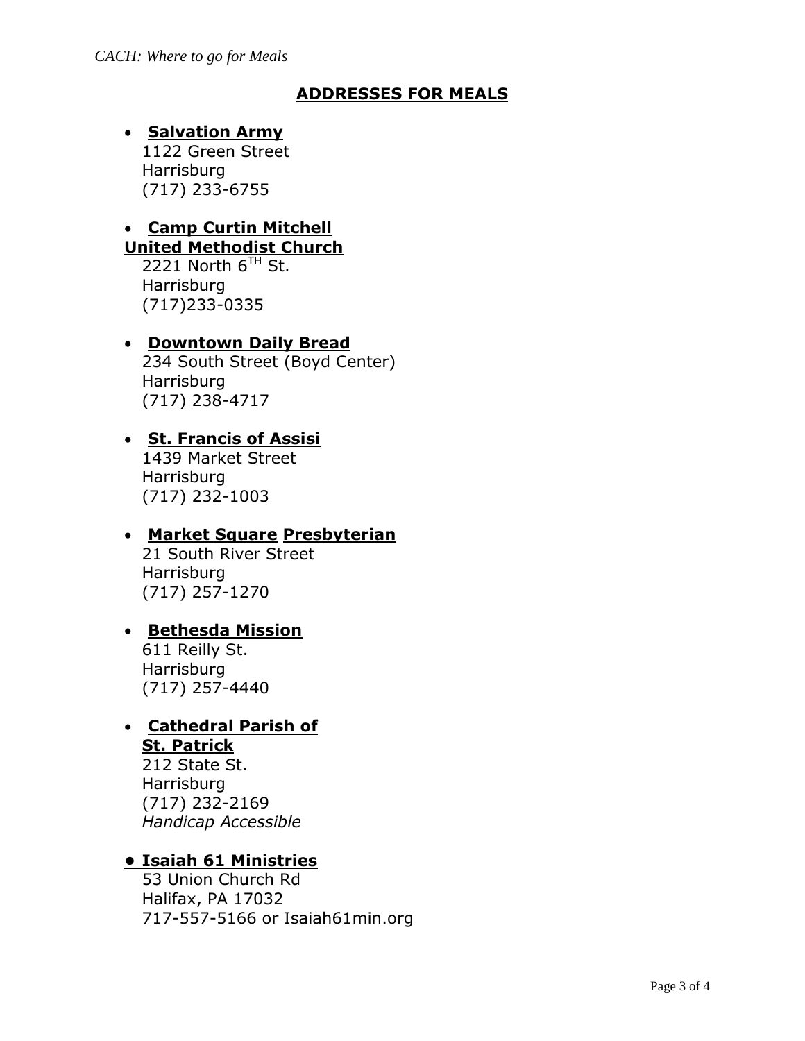## ADDRESSES FOR MEALS

- **Salvation Army**
  1122 Green Street
  Harrisburg
  (717) 233-6755

- **Camp Curtin Mitchell United Methodist Church**
  2221 North 6TH St.
  Harrisburg
  (717)233-0335

- **Downtown Daily Bread**
  234 South Street (Boyd Center)
  Harrisburg
  (717) 238-4717

- **St. Francis of Assisi**
  1439 Market Street
  Harrisburg
  (717) 232-1003

- **Market Square Presbyterian**
  21 South River Street
  Harrisburg
  (717) 257-1270

- **Bethesda Mission**
  611 Reilly St.
  Harrisburg
  (717) 257-4440

- **Cathedral Parish of St. Patrick**
  212 State St.
  Harrisburg
  (717) 232-2169
  *Handicap Accessible*

- **Isaiah 61 Ministries**
  53 Union Church Rd
  Halifax, PA 17032
  717-557-5166 or Isaiah61min.org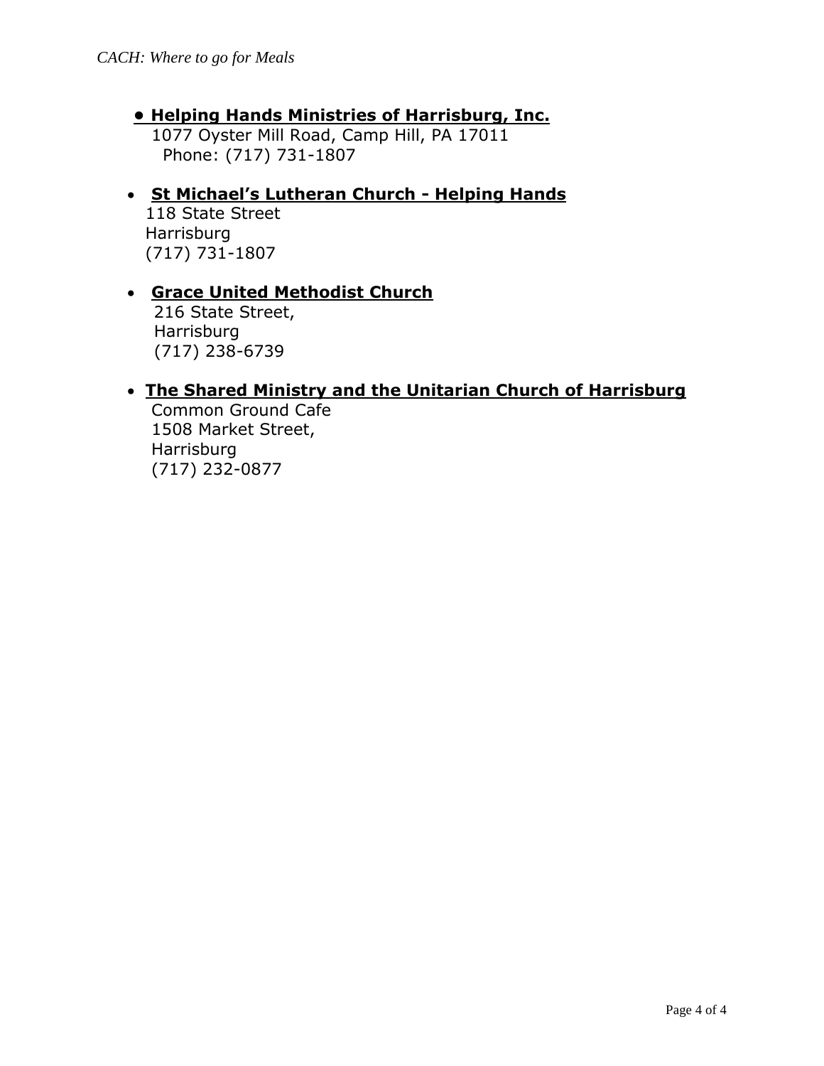- **Helping Hands Ministries of Harrisburg, Inc.**
  1077 Oyster Mill Road, Camp Hill, PA 17011
  Phone: (717) 731-1807

- **St Michael's Lutheran Church - Helping Hands**
  118 State Street
  Harrisburg
  (717) 731-1807

- **Grace United Methodist Church**
  216 State Street,
  Harrisburg
  (717) 238-6739

- **The Shared Ministry and the Unitarian Church of Harrisburg**
  Common Ground Cafe
  1508 Market Street,
  Harrisburg
  (717) 232-0877